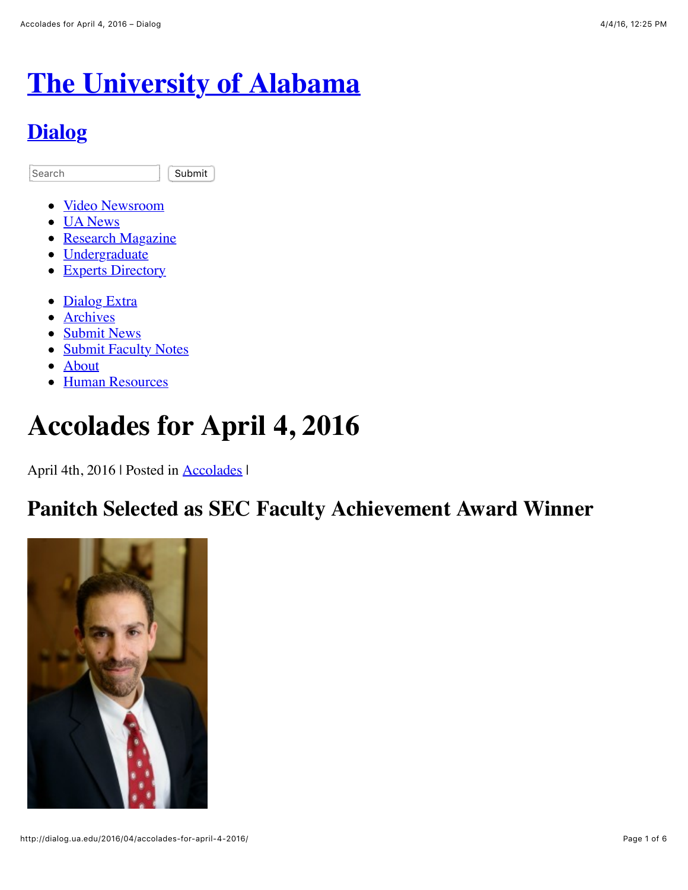# The University of Alabama

## Dialog

Search Submit

- Video Newsroom
- UA News
- Research Magazine
- Undergraduate
- Experts Directory

- Dialog Extra
- Archives
- Submit News
- Submit Faculty Notes
- About
- Human Resources

# Accolades for April 4, 2016

April 4th, 2016 | Posted in Accolades |

## Panitch Selected as SEC Faculty Achievement Award Winner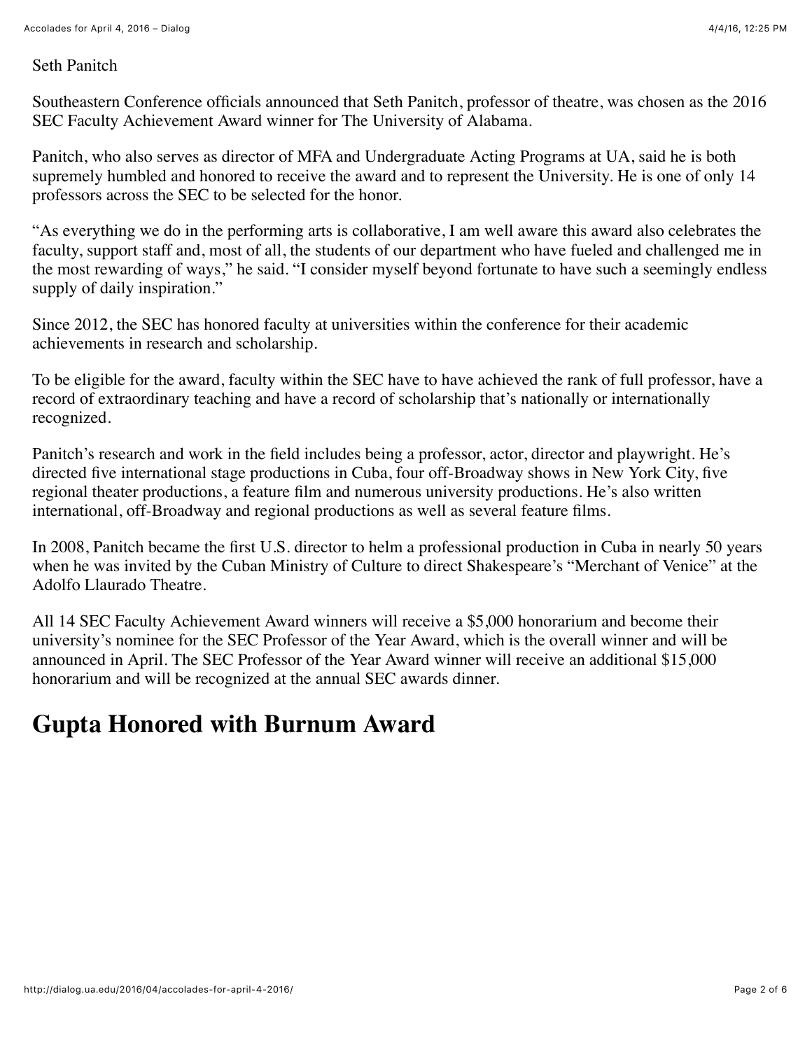Seth Panitch

Southeastern Conference officials announced that Seth Panitch, professor of theatre, was chosen as the 2016 SEC Faculty Achievement Award winner for The University of Alabama.

Panitch, who also serves as director of MFA and Undergraduate Acting Programs at UA, said he is both supremely humbled and honored to receive the award and to represent the University. He is one of only 14 professors across the SEC to be selected for the honor.

"As everything we do in the performing arts is collaborative, I am well aware this award also celebrates the faculty, support staff and, most of all, the students of our department who have fueled and challenged me in the most rewarding of ways," he said. "I consider myself beyond fortunate to have such a seemingly endless supply of daily inspiration."

Since 2012, the SEC has honored faculty at universities within the conference for their academic achievements in research and scholarship.

To be eligible for the award, faculty within the SEC have to have achieved the rank of full professor, have a record of extraordinary teaching and have a record of scholarship that's nationally or internationally recognized.

Panitch's research and work in the field includes being a professor, actor, director and playwright. He's directed five international stage productions in Cuba, four off-Broadway shows in New York City, five regional theater productions, a feature film and numerous university productions. He's also written international, off-Broadway and regional productions as well as several feature films.

In 2008, Panitch became the first U.S. director to helm a professional production in Cuba in nearly 50 years when he was invited by the Cuban Ministry of Culture to direct Shakespeare's "Merchant of Venice" at the Adolfo Llaurado Theatre.

All 14 SEC Faculty Achievement Award winners will receive a $5,000 honorarium and become their university's nominee for the SEC Professor of the Year Award, which is the overall winner and will be announced in April. The SEC Professor of the Year Award winner will receive an additional $15,000 honorarium and will be recognized at the annual SEC awards dinner.

## Gupta Honored with Burnum Award